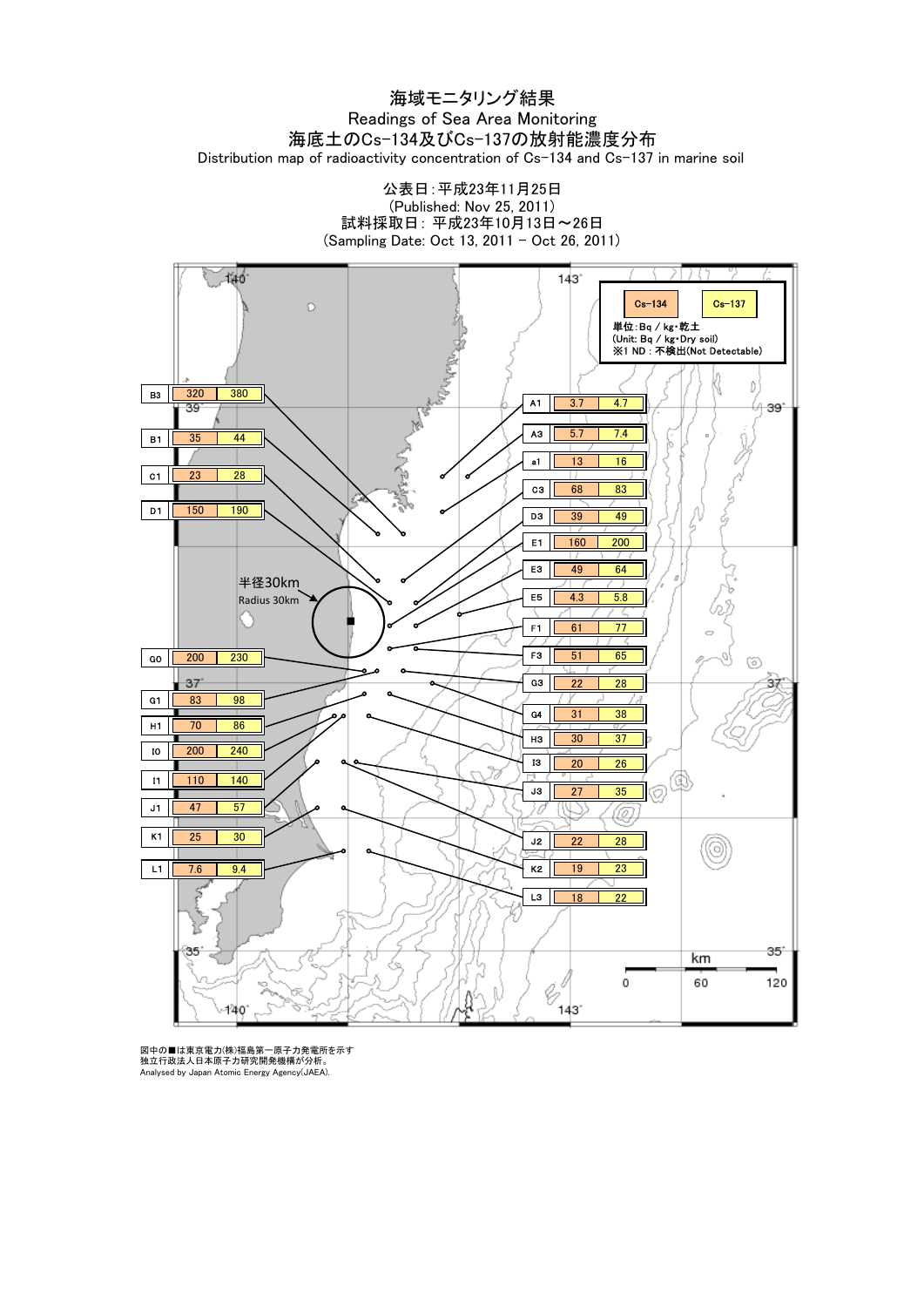# 海域モニタリング結果

## Readings of Sea Area Monitoring

## 海底土のCs-134及びCs-137の放射能濃度分布

Distribution map of radioactivity concentration of Cs-134 and Cs-137 in marine soil

公表日：平成23年11月25日
(Published: Nov 25, 2011)
試料採取日： 平成23年10月13日～26日
(Sampling Date: Oct 13, 2011 - Oct 26, 2011)

単位：Bq / kg・乾土
(Unit: Bq / kg・Dry soil)
※1 ND : 不検出(Not Detectable)

| 地点 | Cs-134 | Cs-137 |
|---|---|---|
| B3 | 320 | 380 |
| B1 | 35 | 44 |
| C1 | 23 | 28 |
| D1 | 150 | 190 |
| G0 | 200 | 230 |
| G1 | 83 | 98 |
| H1 | 70 | 86 |
| I0 | 200 | 240 |
| I1 | 110 | 140 |
| J1 | 47 | 57 |
| K1 | 25 | 30 |
| L1 | 7.6 | 9.4 |
| A1 | 3.7 | 4.7 |
| A3 | 5.7 | 7.4 |
| a1 | 13 | 16 |
| C3 | 68 | 83 |
| D3 | 39 | 49 |
| E1 | 160 | 200 |
| E3 | 49 | 64 |
| E5 | 4.3 | 5.8 |
| F1 | 61 | 77 |
| F3 | 51 | 65 |
| G3 | 22 | 28 |
| G4 | 31 | 38 |
| H3 | 30 | 37 |
| I3 | 20 | 26 |
| J3 | 27 | 35 |
| J2 | 22 | 28 |
| K2 | 19 | 23 |
| L3 | 18 | 22 |

半径30km
Radius 30km

図中の■は東京電力(株)福島第一原子力発電所を示す
独立行政法人日本原子力研究開発機構が分析。
Analysed by Japan Atomic Energy Agency(JAEA).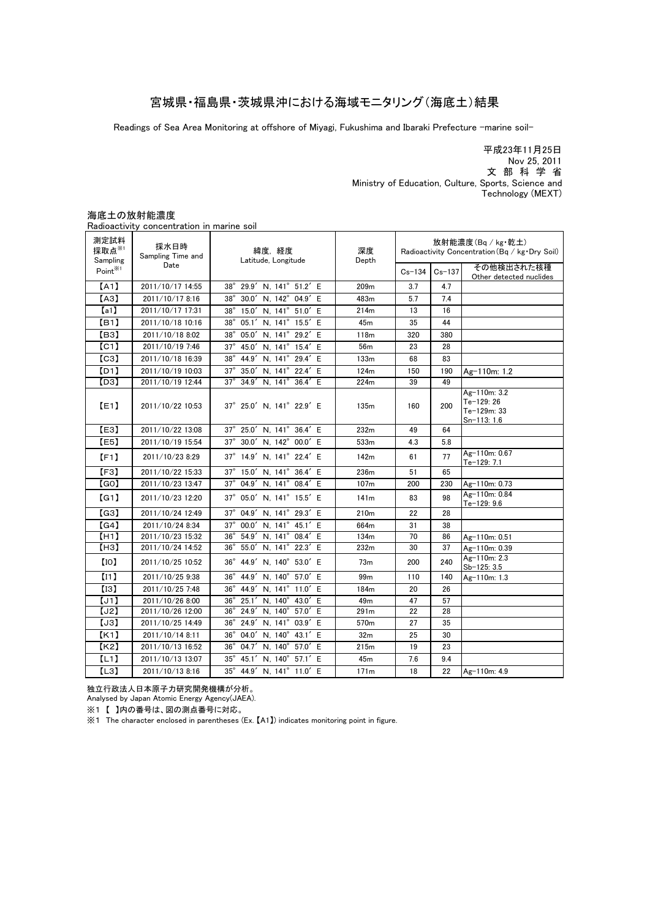# 宮城県・福島県・茨城県沖における海域モニタリング（海底土）結果

Readings of Sea Area Monitoring at offshore of Miyagi, Fukushima and Ibaraki Prefecture -marine soil-

平成23年11月25日
Nov 25, 2011
文 部 科 学 省
Ministry of Education, Culture, Sports, Science and Technology (MEXT)

海底土の放射能濃度
Radioactivity concentration in marine soil

| 測定試料採取点※1 Sampling Point※1 | 採水日時 Sampling Time and Date | 緯度, 経度 Latitude, Longitude | 深度 Depth | 放射能濃度(Bq / kg・乾土) Radioactivity Concentration(Bq / kg・Dry Soil) | | |
|---|---|---|---|---|---|---|
| | | | | Cs-134 | Cs-137 | その他検出された核種 Other detected nuclides |
| 【A1】 | 2011/10/17 14:55 | 38° 29.9′ N, 141° 51.2′ E | 209m | 3.7 | 4.7 | |
| 【A3】 | 2011/10/17 8:16 | 38° 30.0′ N, 142° 04.9′ E | 483m | 5.7 | 7.4 | |
| 【a1】 | 2011/10/17 17:31 | 38° 15.0′ N, 141° 51.0′ E | 214m | 13 | 16 | |
| 【B1】 | 2011/10/18 10:16 | 38° 05.1′ N, 141° 15.5′ E | 45m | 35 | 44 | |
| 【B3】 | 2011/10/18 8:02 | 38° 05.0′ N, 141° 29.2′ E | 118m | 320 | 380 | |
| 【C1】 | 2011/10/19 7:46 | 37° 45.0′ N, 141° 15.4′ E | 56m | 23 | 28 | |
| 【C3】 | 2011/10/18 16:39 | 38° 44.9′ N, 141° 29.4′ E | 133m | 68 | 83 | |
| 【D1】 | 2011/10/19 10:03 | 37° 35.0′ N, 141° 22.4′ E | 124m | 150 | 190 | Ag-110m: 1.2 |
| 【D3】 | 2011/10/19 12:44 | 37° 34.9′ N, 141° 36.4′ E | 224m | 39 | 49 | |
| 【E1】 | 2011/10/22 10:53 | 37° 25.0′ N, 141° 22.9′ E | 135m | 160 | 200 | Ag-110m: 3.2<br>Te-129: 26<br>Te-129m: 33<br>Sn-113: 1.6 |
| 【E3】 | 2011/10/22 13:08 | 37° 25.0′ N, 141° 36.4′ E | 232m | 49 | 64 | |
| 【E5】 | 2011/10/19 15:54 | 37° 30.0′ N, 142° 00.0′ E | 533m | 4.3 | 5.8 | |
| 【F1】 | 2011/10/23 8:29 | 37° 14.9′ N, 141° 22.4′ E | 142m | 61 | 77 | Ag-110m: 0.67<br>Te-129: 7.1 |
| 【F3】 | 2011/10/22 15:33 | 37° 15.0′ N, 141° 36.4′ E | 236m | 51 | 65 | |
| 【G0】 | 2011/10/23 13:47 | 37° 04.9′ N, 141° 08.4′ E | 107m | 200 | 230 | Ag-110m: 0.73 |
| 【G1】 | 2011/10/23 12:20 | 37° 05.0′ N, 141° 15.5′ E | 141m | 83 | 98 | Ag-110m: 0.84<br>Te-129: 9.6 |
| 【G3】 | 2011/10/24 12:49 | 37° 04.9′ N, 141° 29.3′ E | 210m | 22 | 28 | |
| 【G4】 | 2011/10/24 8:34 | 37° 00.0′ N, 141° 45.1′ E | 664m | 31 | 38 | |
| 【H1】 | 2011/10/23 15:32 | 36° 54.9′ N, 141° 08.4′ E | 134m | 70 | 86 | Ag-110m: 0.51 |
| 【H3】 | 2011/10/24 14:52 | 36° 55.0′ N, 141° 22.3′ E | 232m | 30 | 37 | Ag-110m: 0.39 |
| 【I0】 | 2011/10/25 10:52 | 36° 44.9′ N, 140° 53.0′ E | 73m | 200 | 240 | Ag-110m: 2.3<br>Sb-125: 3.5 |
| 【I1】 | 2011/10/25 9:38 | 36° 44.9′ N, 140° 57.0′ E | 99m | 110 | 140 | Ag-110m: 1.3 |
| 【I3】 | 2011/10/25 7:48 | 36° 44.9′ N, 141° 11.0′ E | 184m | 20 | 26 | |
| 【J1】 | 2011/10/26 8:00 | 36° 25.1′ N, 140° 43.0′ E | 49m | 47 | 57 | |
| 【J2】 | 2011/10/26 12:00 | 36° 24.9′ N, 140° 57.0′ E | 291m | 22 | 28 | |
| 【J3】 | 2011/10/25 14:49 | 36° 24.9′ N, 141° 03.9′ E | 570m | 27 | 35 | |
| 【K1】 | 2011/10/14 8:11 | 36° 04.0′ N, 140° 43.1′ E | 32m | 25 | 30 | |
| 【K2】 | 2011/10/13 16:52 | 36° 04.7′ N, 140° 57.0′ E | 215m | 19 | 23 | |
| 【L1】 | 2011/10/13 13:07 | 35° 45.1′ N, 140° 57.1′ E | 45m | 7.6 | 9.4 | |
| 【L3】 | 2011/10/13 8:16 | 35° 44.9′ N, 141° 11.0′ E | 171m | 18 | 22 | Ag-110m: 4.9 |

独立行政法人日本原子力研究開発機構が分析。
Analysed by Japan Atomic Energy Agency(JAEA).

※1 【 】内の番号は、図の測点番号に対応。
※1 The character enclosed in parentheses (Ex.【A1】) indicates monitoring point in figure.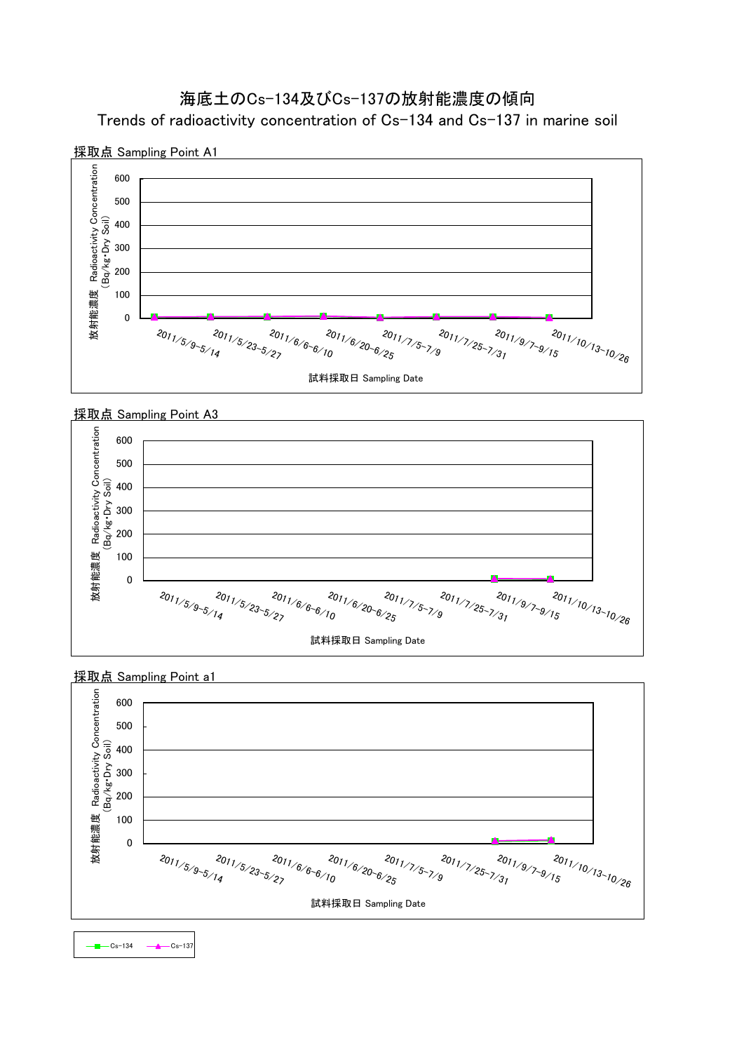# 海底土のCs-134及びCs-137の放射能濃度の傾向

Trends of radioactivity concentration of Cs-134 and Cs-137 in marine soil

採取点 Sampling Point A1

放射能濃度 Radioactivity Concentration (Bq/kg･Dry Soil)

600
500
400
300
200
100
0

2011/5/9-5/14　2011/5/23-5/27　2011/6/6-6/10　2011/6/20-6/25　2011/7/5-7/9　2011/7/25-7/31　2011/9/7-9/15　2011/10/13-10/26

試料採取日 Sampling Date

採取点 Sampling Point A3

放射能濃度 Radioactivity Concentration (Bq/kg･Dry Soil)

600
500
400
300
200
100
0

2011/5/9-5/14　2011/5/23-5/27　2011/6/6-6/10　2011/6/20-6/25　2011/7/5-7/9　2011/7/25-7/31　2011/9/7-9/15　2011/10/13-10/26

試料採取日 Sampling Date

採取点 Sampling Point a1

放射能濃度 Radioactivity Concentration (Bq/kg･Dry Soil)

600
500
400
300
200
100
0

2011/5/9-5/14　2011/5/23-5/27　2011/6/6-6/10　2011/6/20-6/25　2011/7/5-7/9　2011/7/25-7/31　2011/9/7-9/15　2011/10/13-10/26

試料採取日 Sampling Date

Cs-134　Cs-137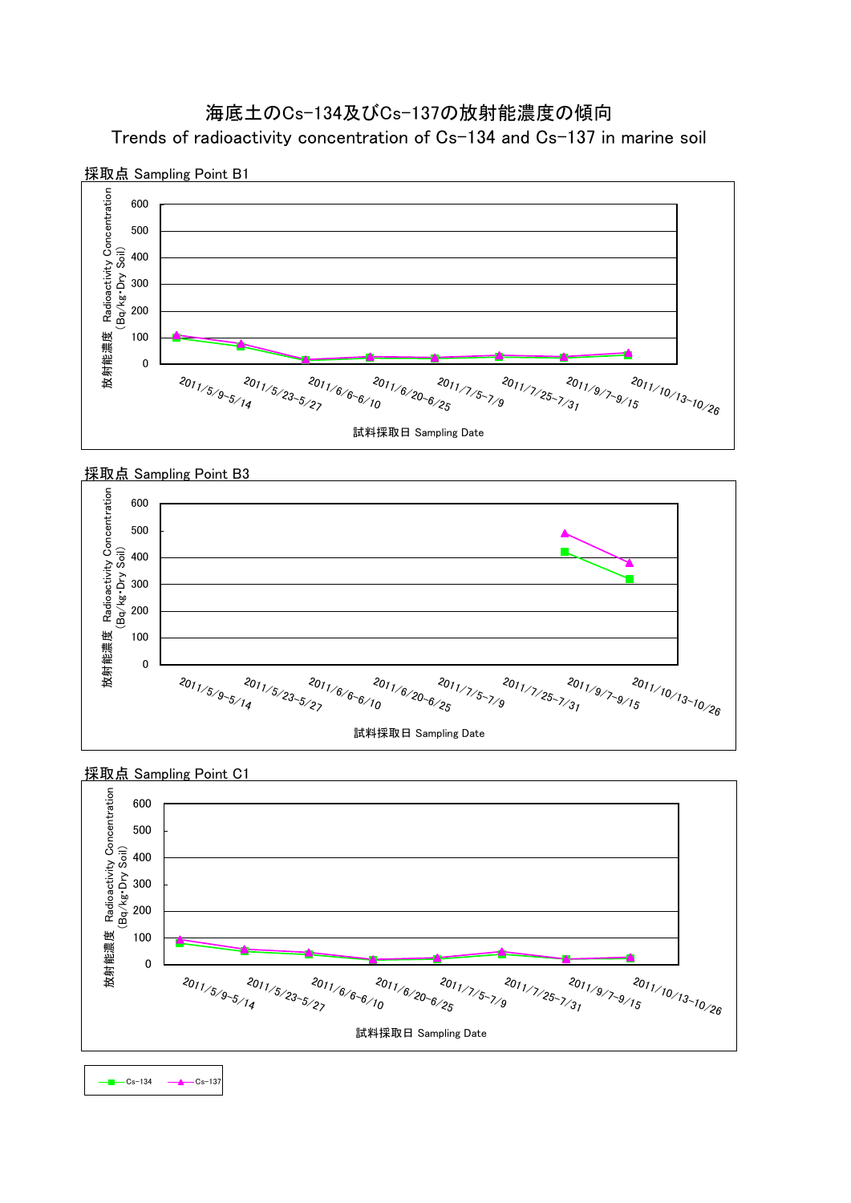# 海底土のCs-134及びCs-137の放射能濃度の傾向

## Trends of radioactivity concentration of Cs-134 and Cs-137 in marine soil

### 採取点 Sampling Point B1

放射能濃度 Radioactivity Concentration (Bq/kg･Dry Soil)

600
500
400
300
200
100
0

2011/5/9-5/14　2011/5/23-5/27　2011/6/6-6/10　2011/6/20-6/25　2011/7/5-7/9　2011/7/25-7/31　2011/9/7-9/15　2011/10/13-10/26

試料採取日 Sampling Date

### 採取点 Sampling Point B3

放射能濃度 Radioactivity Concentration (Bq/kg･Dry Soil)

600
500
400
300
200
100
0

2011/5/9-5/14　2011/5/23-5/27　2011/6/6-6/10　2011/6/20-6/25　2011/7/5-7/9　2011/7/25-7/31　2011/9/7-9/15　2011/10/13-10/26

試料採取日 Sampling Date

### 採取点 Sampling Point C1

放射能濃度 Radioactivity Concentration (Bq/kg･Dry Soil)

600
500
400
300
200
100
0

2011/5/9-5/14　2011/5/23-5/27　2011/6/6-6/10　2011/6/20-6/25　2011/7/5-7/9　2011/7/25-7/31　2011/9/7-9/15　2011/10/13-10/26

試料採取日 Sampling Date

Cs-134　Cs-137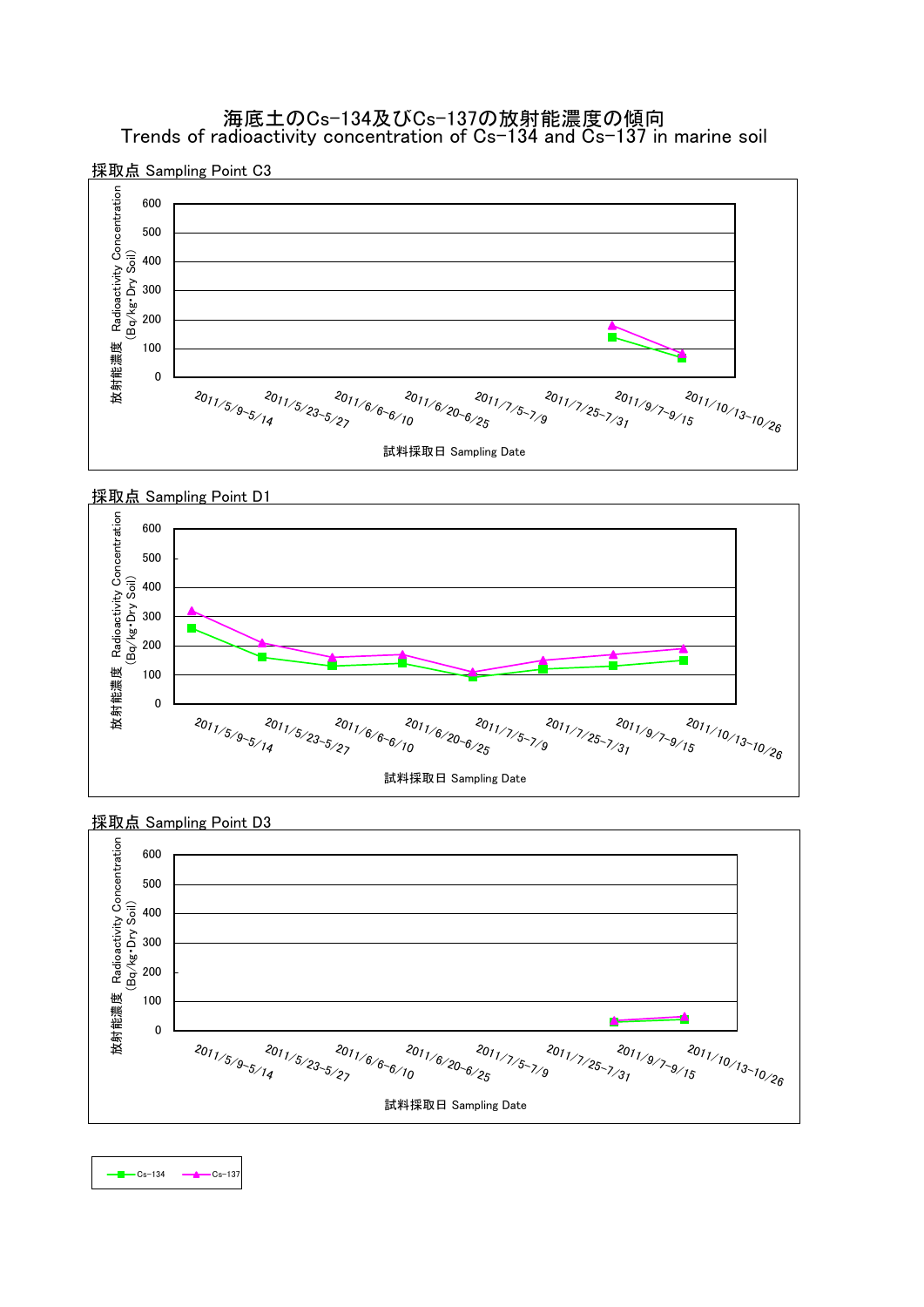# 海底土のCs-134及びCs-137の放射能濃度の傾向
## Trends of radioactivity concentration of Cs-134 and Cs-137 in marine soil

採取点 Sampling Point C3

放射能濃度 Radioactivity Concentration (Bq/kg･Dry Soil)

0, 100, 200, 300, 400, 500, 600

2011/5/9-5/14, 2011/5/23-5/27, 2011/6/6-6/10, 2011/6/20-6/25, 2011/7/5-7/9, 2011/7/25-7/31, 2011/9/7-9/15, 2011/10/13-10/26

試料採取日 Sampling Date

採取点 Sampling Point D1

放射能濃度 Radioactivity Concentration (Bq/kg･Dry Soil)

0, 100, 200, 300, 400, 500, 600

2011/5/9-5/14, 2011/5/23-5/27, 2011/6/6-6/10, 2011/6/20-6/25, 2011/7/5-7/9, 2011/7/25-7/31, 2011/9/7-9/15, 2011/10/13-10/26

試料採取日 Sampling Date

採取点 Sampling Point D3

放射能濃度 Radioactivity Concentration (Bq/kg･Dry Soil)

0, 100, 200, 300, 400, 500, 600

2011/5/9-5/14, 2011/5/23-5/27, 2011/6/6-6/10, 2011/6/20-6/25, 2011/7/5-7/9, 2011/7/25-7/31, 2011/9/7-9/15, 2011/10/13-10/26

試料採取日 Sampling Date

Cs-134　Cs-137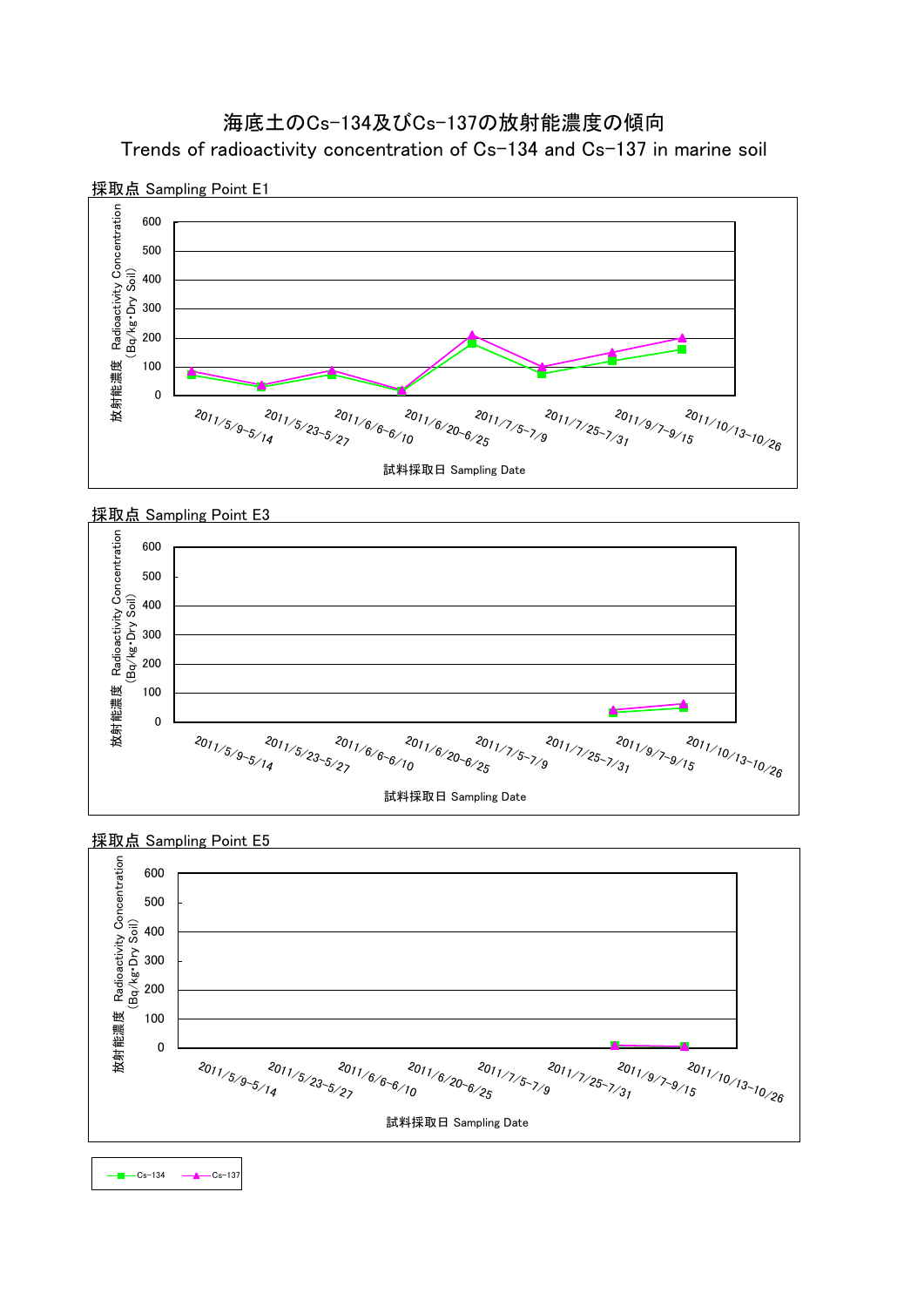# 海底土のCs-134及びCs-137の放射能濃度の傾向

## Trends of radioactivity concentration of Cs-134 and Cs-137 in marine soil

採取点 Sampling Point E1

放射能濃度 Radioactivity Concentration (Bq/kg・Dry Soil)

600, 500, 400, 300, 200, 100, 0

2011/5/9-5/14, 2011/5/23-5/27, 2011/6/6-6/10, 2011/6/20-6/25, 2011/7/5-7/9, 2011/7/25-7/31, 2011/9/7-9/15, 2011/10/13-10/26

試料採取日 Sampling Date

採取点 Sampling Point E3

放射能濃度 Radioactivity Concentration (Bq/kg・Dry Soil)

600, 500, 400, 300, 200, 100, 0

2011/5/9-5/14, 2011/5/23-5/27, 2011/6/6-6/10, 2011/6/20-6/25, 2011/7/5-7/9, 2011/7/25-7/31, 2011/9/7-9/15, 2011/10/13-10/26

試料採取日 Sampling Date

採取点 Sampling Point E5

放射能濃度 Radioactivity Concentration (Bq/kg・Dry Soil)

600, 500, 400, 300, 200, 100, 0

2011/5/9-5/14, 2011/5/23-5/27, 2011/6/6-6/10, 2011/6/20-6/25, 2011/7/5-7/9, 2011/7/25-7/31, 2011/9/7-9/15, 2011/10/13-10/26

試料採取日 Sampling Date

Cs-134　Cs-137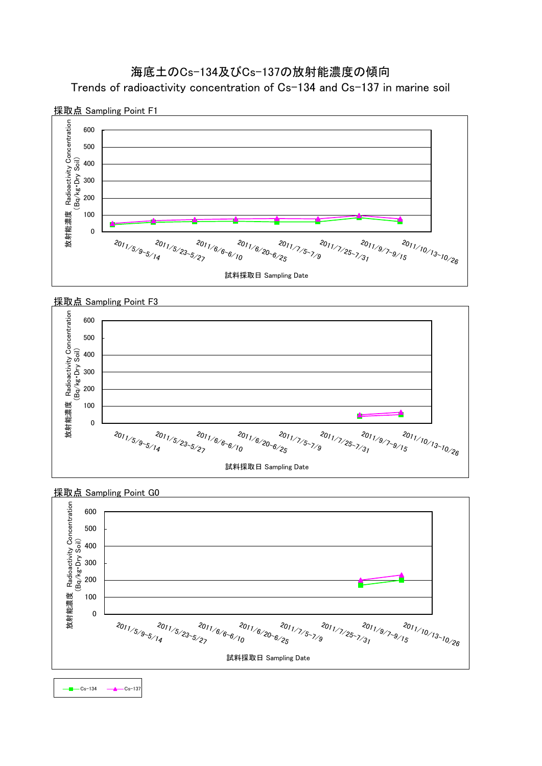# 海底土のCs-134及びCs-137の放射能濃度の傾向

## Trends of radioactivity concentration of Cs-134 and Cs-137 in marine soil

採取点 Sampling Point F1

放射能濃度　Radioactivity Concentration（Bq/kg･Dry Soil)

試料採取日 Sampling Date

2011/5/9-5/14, 2011/5/23-5/27, 2011/6/6-6/10, 2011/6/20-6/25, 2011/7/5-7/9, 2011/7/25-7/31, 2011/9/7-9/15, 2011/10/13-10/26

採取点 Sampling Point F3

放射能濃度　Radioactivity Concentration（Bq/kg･Dry Soil)

試料採取日 Sampling Date

2011/5/9-5/14, 2011/5/23-5/27, 2011/6/6-6/10, 2011/6/20-6/25, 2011/7/5-7/9, 2011/7/25-7/31, 2011/9/7-9/15, 2011/10/13-10/26

採取点 Sampling Point G0

放射能濃度　Radioactivity Concentration（Bq/kg･Dry Soil)

試料採取日 Sampling Date

2011/5/9-5/14, 2011/5/23-5/27, 2011/6/6-6/10, 2011/6/20-6/25, 2011/7/5-7/9, 2011/7/25-7/31, 2011/9/7-9/15, 2011/10/13-10/26

Cs-134　Cs-137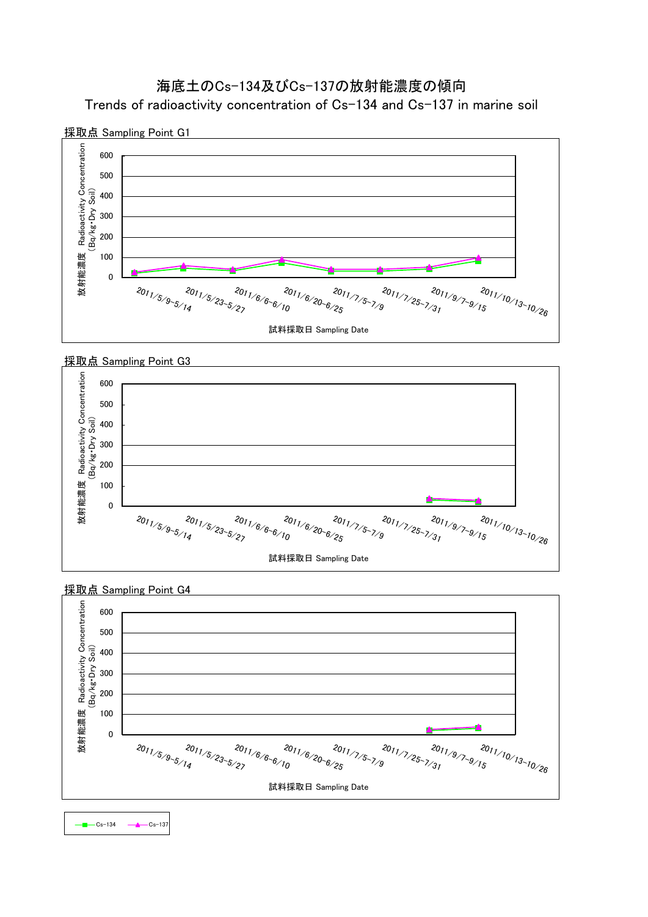# 海底土のCs-134及びCs-137の放射能濃度の傾向

## Trends of radioactivity concentration of Cs-134 and Cs-137 in marine soil

### 採取点 Sampling Point G1

放射能濃度　Radioactivity Concentration (Bq/kg・Dry Soil)

600, 500, 400, 300, 200, 100, 0

2011/5/9-5/14, 2011/5/23-5/27, 2011/6/6-6/10, 2011/6/20-6/25, 2011/7/5-7/9, 2011/7/25-7/31, 2011/9/7-9/15, 2011/10/13-10/26

試料採取日 Sampling Date

### 採取点 Sampling Point G3

放射能濃度　Radioactivity Concentration (Bq/kg・Dry Soil)

600, 500, 400, 300, 200, 100, 0

2011/5/9-5/14, 2011/5/23-5/27, 2011/6/6-6/10, 2011/6/20-6/25, 2011/7/5-7/9, 2011/7/25-7/31, 2011/9/7-9/15, 2011/10/13-10/26

試料採取日 Sampling Date

### 採取点 Sampling Point G4

放射能濃度　Radioactivity Concentration (Bq/kg・Dry Soil)

600, 500, 400, 300, 200, 100, 0

2011/5/9-5/14, 2011/5/23-5/27, 2011/6/6-6/10, 2011/6/20-6/25, 2011/7/5-7/9, 2011/7/25-7/31, 2011/9/7-9/15, 2011/10/13-10/26

試料採取日 Sampling Date

Cs-134　Cs-137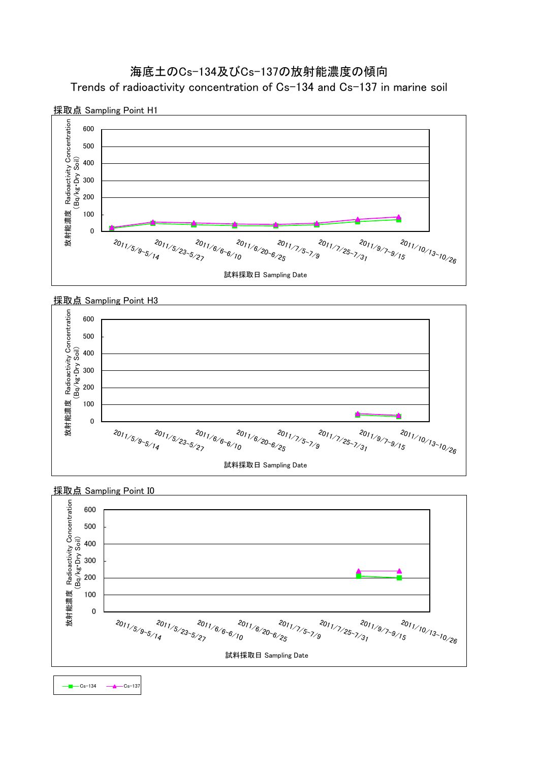# 海底土のCs-134及びCs-137の放射能濃度の傾向

Trends of radioactivity concentration of Cs-134 and Cs-137 in marine soil

採取点 Sampling Point H1

放射能濃度 Radioactivity Concentration (Bq/kg･Dry Soil)

600, 500, 400, 300, 200, 100, 0

2011/5/9-5/14, 2011/5/23-5/27, 2011/6/6-6/10, 2011/6/20-6/25, 2011/7/5-7/9, 2011/7/25-7/31, 2011/9/7-9/15, 2011/10/13-10/26

試料採取日 Sampling Date

採取点 Sampling Point H3

放射能濃度 Radioactivity Concentration (Bq/kg･Dry Soil)

600, 500, 400, 300, 200, 100, 0

2011/5/9-5/14, 2011/5/23-5/27, 2011/6/6-6/10, 2011/6/20-6/25, 2011/7/5-7/9, 2011/7/25-7/31, 2011/9/7-9/15, 2011/10/13-10/26

試料採取日 Sampling Date

採取点 Sampling Point I0

放射能濃度 Radioactivity Concentration (Bq/kg･Dry Soil)

600, 500, 400, 300, 200, 100, 0

2011/5/9-5/14, 2011/5/23-5/27, 2011/6/6-6/10, 2011/6/20-6/25, 2011/7/5-7/9, 2011/7/25-7/31, 2011/9/7-9/15, 2011/10/13-10/26

試料採取日 Sampling Date

Cs-134 Cs-137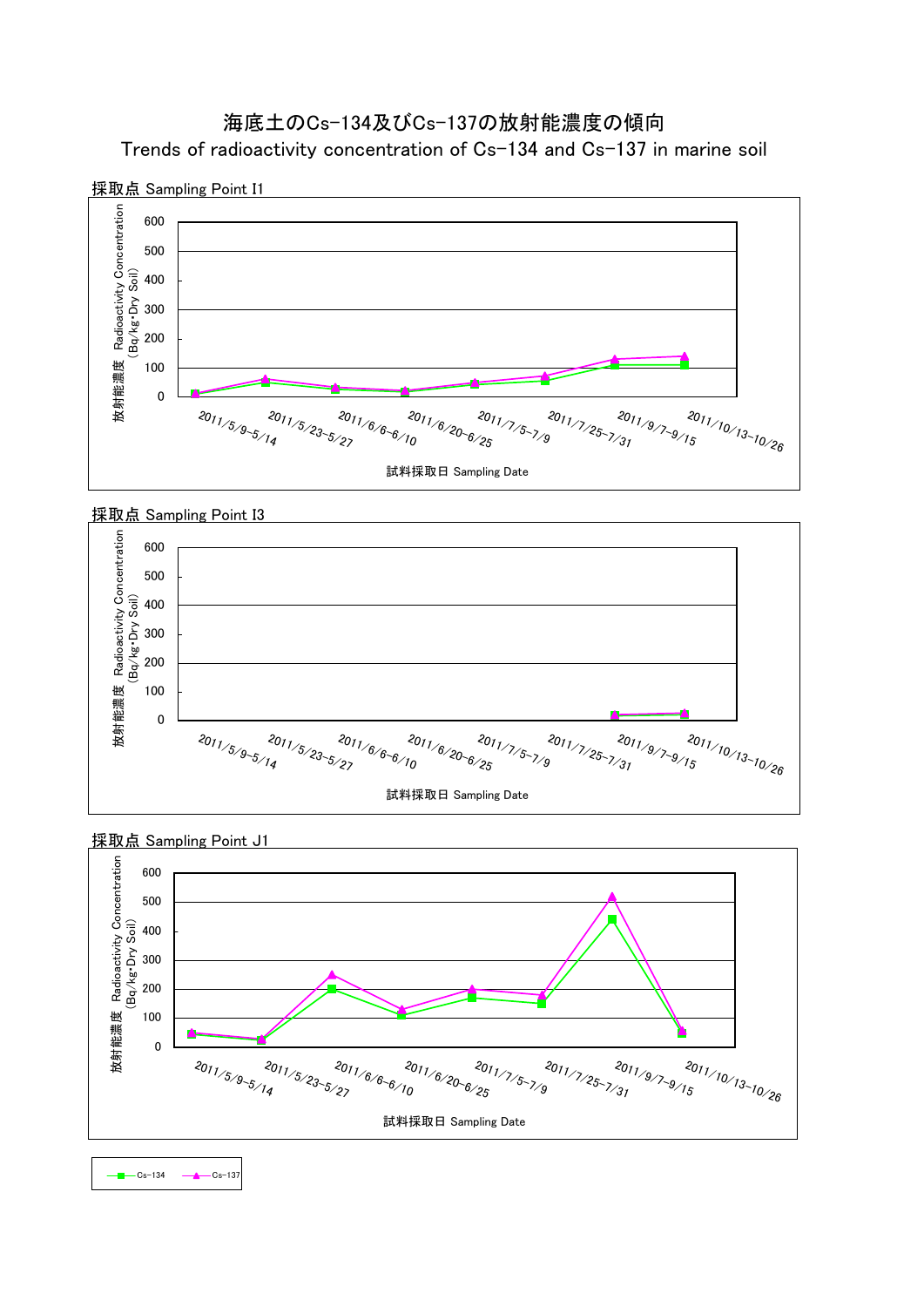# 海底土のCs-134及びCs-137の放射能濃度の傾向

## Trends of radioactivity concentration of Cs-134 and Cs-137 in marine soil

### 採取点 Sampling Point I1

放射能濃度　Radioactivity Concentration (Bq/kg･Dry Soil)

600, 500, 400, 300, 200, 100, 0

2011/5/9-5/14　2011/5/23-5/27　2011/6/6-6/10　2011/6/20-6/25　2011/7/5-7/9　2011/7/25-7/31　2011/9/7-9/15　2011/10/13-10/26

試料採取日 Sampling Date

### 採取点 Sampling Point I3

放射能濃度　Radioactivity Concentration (Bq/kg･Dry Soil)

600, 500, 400, 300, 200, 100, 0

2011/5/9-5/14　2011/5/23-5/27　2011/6/6-6/10　2011/6/20-6/25　2011/7/5-7/9　2011/7/25-7/31　2011/9/7-9/15　2011/10/13-10/26

試料採取日 Sampling Date

### 採取点 Sampling Point J1

放射能濃度　Radioactivity Concentration (Bq/kg･Dry Soil)

600, 500, 400, 300, 200, 100, 0

2011/5/9-5/14　2011/5/23-5/27　2011/6/6-6/10　2011/6/20-6/25　2011/7/5-7/9　2011/7/25-7/31　2011/9/7-9/15　2011/10/13-10/26

試料採取日 Sampling Date

Cs-134　Cs-137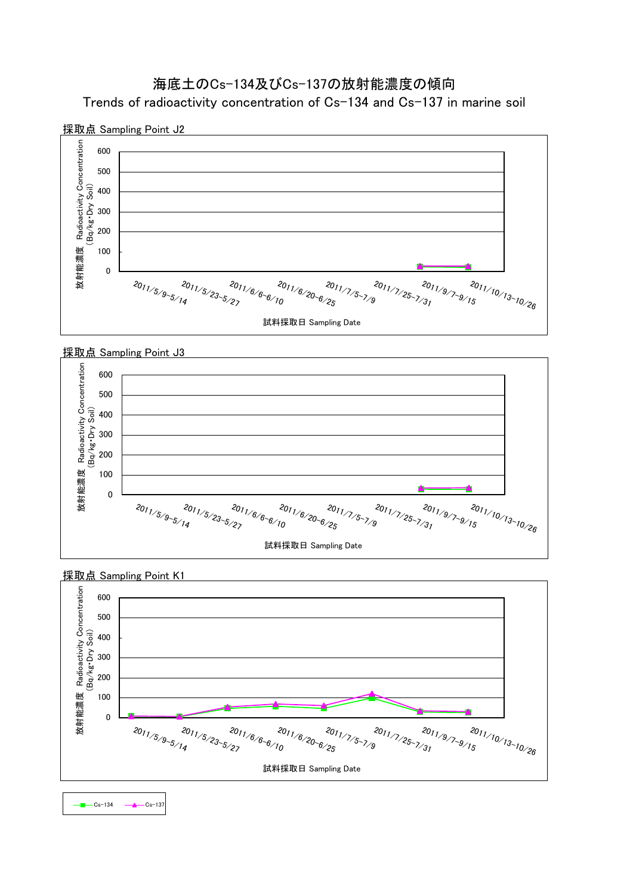# 海底土のCs-134及びCs-137の放射能濃度の傾向

## Trends of radioactivity concentration of Cs-134 and Cs-137 in marine soil

採取点 Sampling Point J2

放射能濃度　Radioactivity Concentration（Bq/kg･Dry Soil）

試料採取日 Sampling Date

2011/5/9-5/14, 2011/5/23-5/27, 2011/6/6-6/10, 2011/6/20-6/25, 2011/7/5-7/9, 2011/7/25-7/31, 2011/9/7-9/15, 2011/10/13-10/26

採取点 Sampling Point J3

放射能濃度　Radioactivity Concentration（Bq/kg･Dry Soil）

試料採取日 Sampling Date

2011/5/9-5/14, 2011/5/23-5/27, 2011/6/6-6/10, 2011/6/20-6/25, 2011/7/5-7/9, 2011/7/25-7/31, 2011/9/7-9/15, 2011/10/13-10/26

採取点 Sampling Point K1

放射能濃度　Radioactivity Concentration（Bq/kg･Dry Soil）

試料採取日 Sampling Date

2011/5/9-5/14, 2011/5/23-5/27, 2011/6/6-6/10, 2011/6/20-6/25, 2011/7/5-7/9, 2011/7/25-7/31, 2011/9/7-9/15, 2011/10/13-10/26

Cs-134　Cs-137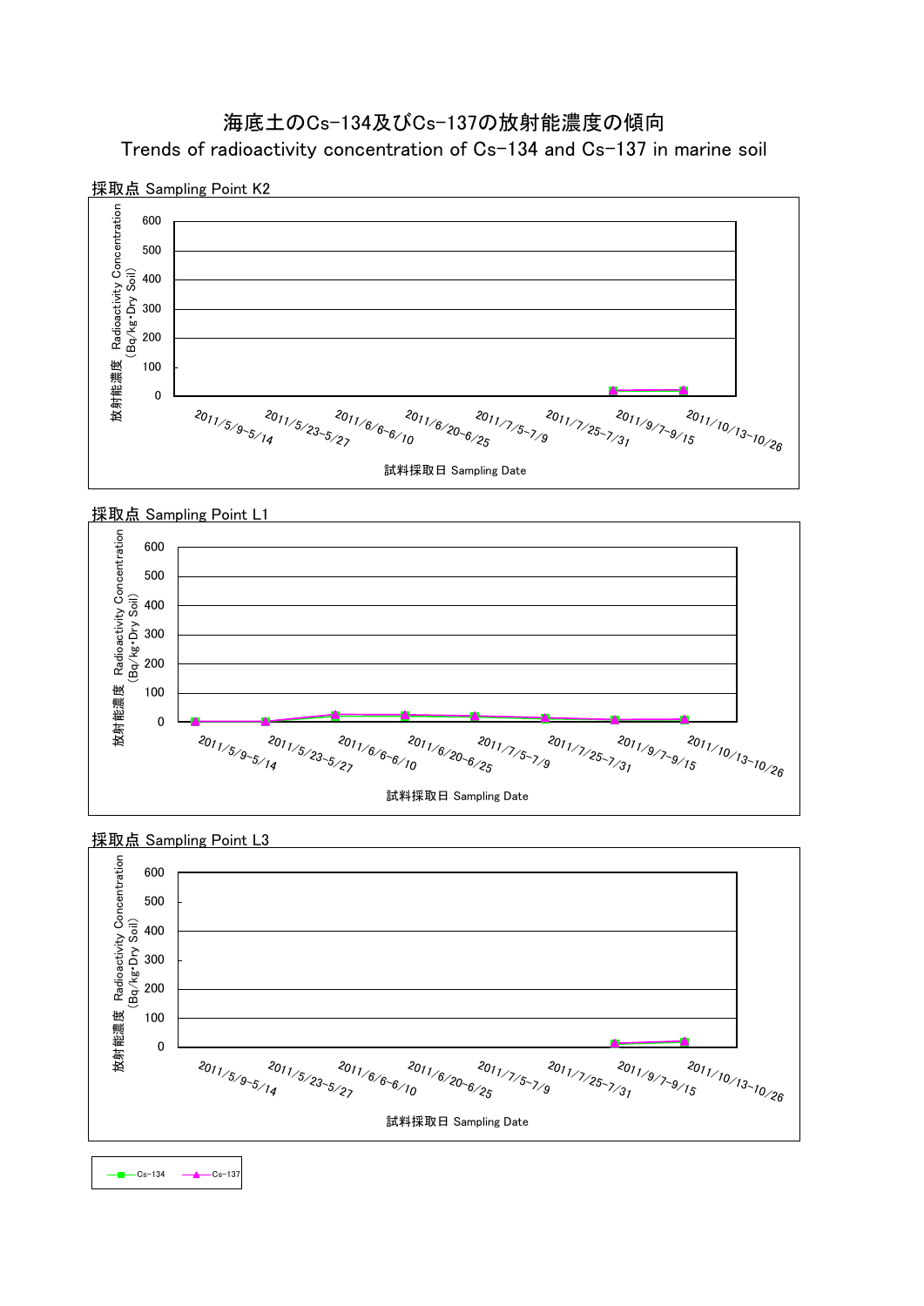# 海底土のCs-134及びCs-137の放射能濃度の傾向

## Trends of radioactivity concentration of Cs-134 and Cs-137 in marine soil

採取点 Sampling Point K2

放射能濃度 Radioactivity Concentration (Bq/kg･Dry Soil)

600
500
400
300
200
100
0

2011/5/9-5/14
2011/5/23-5/27
2011/6/6-6/10
2011/6/20-6/25
2011/7/5-7/9
2011/7/25-7/31
2011/9/7-9/15
2011/10/13-10/26

試料採取日 Sampling Date

採取点 Sampling Point L1

放射能濃度 Radioactivity Concentration (Bq/kg･Dry Soil)

600
500
400
300
200
100
0

2011/5/9-5/14
2011/5/23-5/27
2011/6/6-6/10
2011/6/20-6/25
2011/7/5-7/9
2011/7/25-7/31
2011/9/7-9/15
2011/10/13-10/26

試料採取日 Sampling Date

採取点 Sampling Point L3

放射能濃度 Radioactivity Concentration (Bq/kg･Dry Soil)

600
500
400
300
200
100
0

2011/5/9-5/14
2011/5/23-5/27
2011/6/6-6/10
2011/6/20-6/25
2011/7/5-7/9
2011/7/25-7/31
2011/9/7-9/15
2011/10/13-10/26

試料採取日 Sampling Date

Cs-134
Cs-137